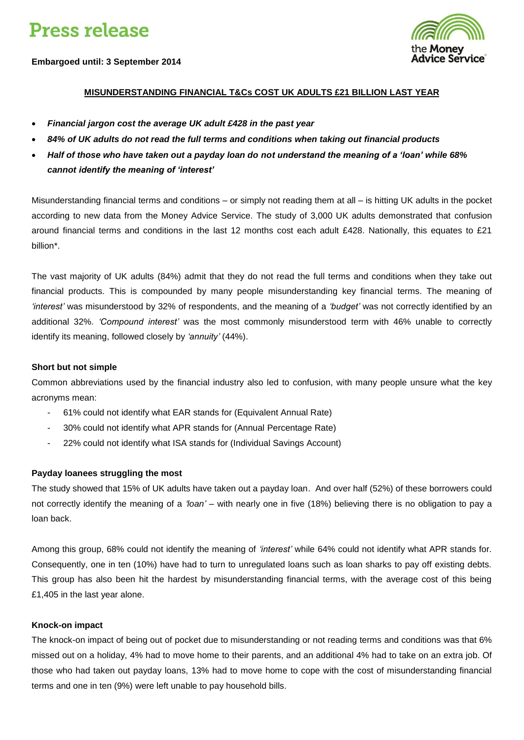# Press release

**Embargoed until: 3 September 2014**

the Money Advice Service

## MISUNDERSTANDING FINANCIAL T&Cs COST UK ADULTS £21 BILLION LAST YEAR

- ***Financial jargon cost the average UK adult £428 in the past year***
- ***84% of UK adults do not read the full terms and conditions when taking out financial products***
- ***Half of those who have taken out a payday loan do not understand the meaning of a 'loan' while 68% cannot identify the meaning of 'interest'***

Misunderstanding financial terms and conditions – or simply not reading them at all – is hitting UK adults in the pocket according to new data from the Money Advice Service. The study of 3,000 UK adults demonstrated that confusion around financial terms and conditions in the last 12 months cost each adult £428. Nationally, this equates to £21 billion*.

The vast majority of UK adults (84%) admit that they do not read the full terms and conditions when they take out financial products. This is compounded by many people misunderstanding key financial terms. The meaning of *'interest'* was misunderstood by 32% of respondents, and the meaning of a *'budget'* was not correctly identified by an additional 32%. *'Compound interest'* was the most commonly misunderstood term with 46% unable to correctly identify its meaning, followed closely by *'annuity'* (44%).

### Short but not simple

Common abbreviations used by the financial industry also led to confusion, with many people unsure what the key acronyms mean:

- 61% could not identify what EAR stands for (Equivalent Annual Rate)
- 30% could not identify what APR stands for (Annual Percentage Rate)
- 22% could not identify what ISA stands for (Individual Savings Account)

### Payday loanees struggling the most

The study showed that 15% of UK adults have taken out a payday loan. And over half (52%) of these borrowers could not correctly identify the meaning of a *'loan'* – with nearly one in five (18%) believing there is no obligation to pay a loan back.

Among this group, 68% could not identify the meaning of *'interest'* while 64% could not identify what APR stands for. Consequently, one in ten (10%) have had to turn to unregulated loans such as loan sharks to pay off existing debts. This group has also been hit the hardest by misunderstanding financial terms, with the average cost of this being £1,405 in the last year alone.

### Knock-on impact

The knock-on impact of being out of pocket due to misunderstanding or not reading terms and conditions was that 6% missed out on a holiday, 4% had to move home to their parents, and an additional 4% had to take on an extra job. Of those who had taken out payday loans, 13% had to move home to cope with the cost of misunderstanding financial terms and one in ten (9%) were left unable to pay household bills.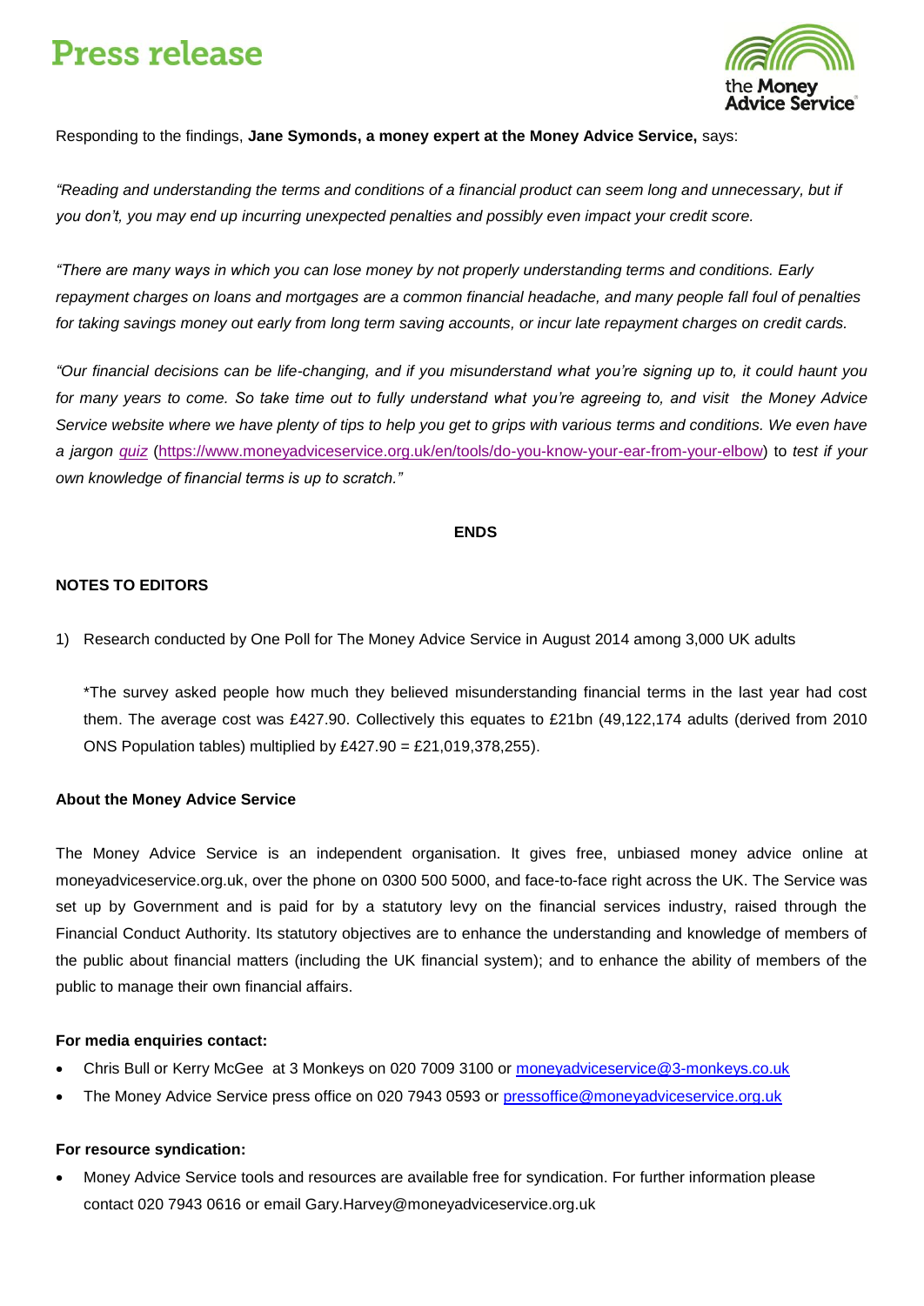# Press release

Responding to the findings, **Jane Symonds, a money expert at the Money Advice Service,** says:

*"Reading and understanding the terms and conditions of a financial product can seem long and unnecessary, but if you don't, you may end up incurring unexpected penalties and possibly even impact your credit score.*

*"There are many ways in which you can lose money by not properly understanding terms and conditions. Early repayment charges on loans and mortgages are a common financial headache, and many people fall foul of penalties for taking savings money out early from long term saving accounts, or incur late repayment charges on credit cards.*

*"Our financial decisions can be life-changing, and if you misunderstand what you're signing up to, it could haunt you for many years to come. So take time out to fully understand what you're agreeing to, and visit the Money Advice Service website where we have plenty of tips to help you get to grips with various terms and conditions. We even have a jargon quiz* (https://www.moneyadviceservice.org.uk/en/tools/do-you-know-your-ear-from-your-elbow) to *test if your own knowledge of financial terms is up to scratch."*

**ENDS**

**NOTES TO EDITORS**

1) Research conducted by One Poll for The Money Advice Service in August 2014 among 3,000 UK adults

*The survey asked people how much they believed misunderstanding financial terms in the last year had cost them. The average cost was £427.90. Collectively this equates to £21bn (49,122,174 adults (derived from 2010 ONS Population tables) multiplied by £427.90 = £21,019,378,255).

**About the Money Advice Service**

The Money Advice Service is an independent organisation. It gives free, unbiased money advice online at moneyadviceservice.org.uk, over the phone on 0300 500 5000, and face-to-face right across the UK. The Service was set up by Government and is paid for by a statutory levy on the financial services industry, raised through the Financial Conduct Authority. Its statutory objectives are to enhance the understanding and knowledge of members of the public about financial matters (including the UK financial system); and to enhance the ability of members of the public to manage their own financial affairs.

**For media enquiries contact:**

- Chris Bull or Kerry McGee at 3 Monkeys on 020 7009 3100 or moneyadviceservice@3-monkeys.co.uk
- The Money Advice Service press office on 020 7943 0593 or pressoffice@moneyadviceservice.org.uk

**For resource syndication:**

- Money Advice Service tools and resources are available free for syndication. For further information please contact 020 7943 0616 or email Gary.Harvey@moneyadviceservice.org.uk